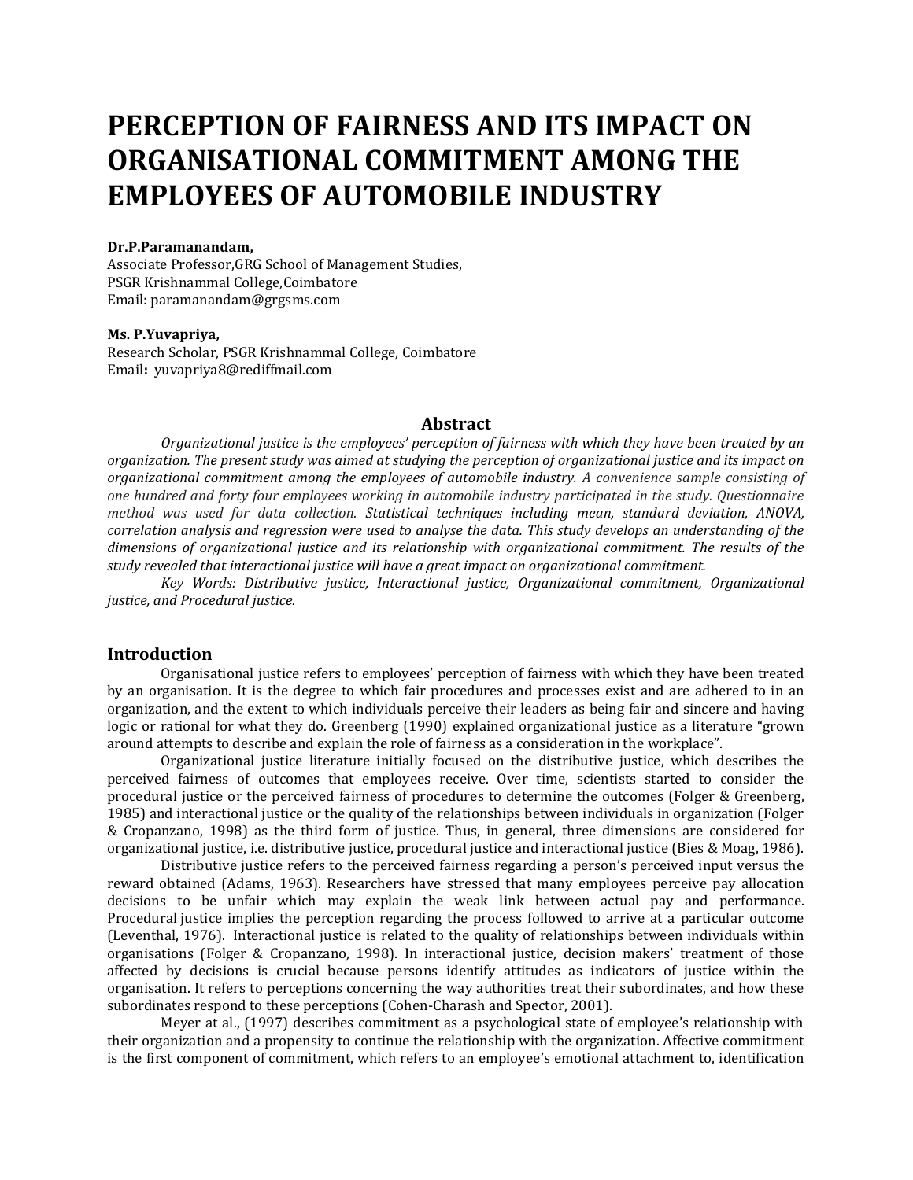# PERCEPTION OF FAIRNESS AND ITS IMPACT ON ORGANISATIONAL COMMITMENT AMONG THE EMPLOYEES OF AUTOMOBILE INDUSTRY

**Dr.P.Paramanandam,**
Associate Professor,GRG School of Management Studies,
PSGR Krishnammal College,Coimbatore
Email: paramanandam@grgsms.com

**Ms. P.Yuvapriya,**
Research Scholar, PSGR Krishnammal College, Coimbatore
Email**:** yuvapriya8@rediffmail.com

## Abstract

*Organizational justice is the employees' perception of fairness with which they have been treated by an organization. The present study was aimed at studying the perception of organizational justice and its impact on organizational commitment among the employees of automobile industry. A convenience sample consisting of one hundred and forty four employees working in automobile industry participated in the study. Questionnaire method was used for data collection. Statistical techniques including mean, standard deviation, ANOVA, correlation analysis and regression were used to analyse the data. This study develops an understanding of the dimensions of organizational justice and its relationship with organizational commitment. The results of the study revealed that interactional justice will have a great impact on organizational commitment.*

*Key Words: Distributive justice, Interactional justice, Organizational commitment, Organizational justice, and Procedural justice.*

## Introduction

Organisational justice refers to employees' perception of fairness with which they have been treated by an organisation. It is the degree to which fair procedures and processes exist and are adhered to in an organization, and the extent to which individuals perceive their leaders as being fair and sincere and having logic or rational for what they do. Greenberg (1990) explained organizational justice as a literature "grown around attempts to describe and explain the role of fairness as a consideration in the workplace".

Organizational justice literature initially focused on the distributive justice, which describes the perceived fairness of outcomes that employees receive. Over time, scientists started to consider the procedural justice or the perceived fairness of procedures to determine the outcomes (Folger & Greenberg, 1985) and interactional justice or the quality of the relationships between individuals in organization (Folger & Cropanzano, 1998) as the third form of justice. Thus, in general, three dimensions are considered for organizational justice, i.e. distributive justice, procedural justice and interactional justice (Bies & Moag, 1986).

Distributive justice refers to the perceived fairness regarding a person's perceived input versus the reward obtained (Adams, 1963). Researchers have stressed that many employees perceive pay allocation decisions to be unfair which may explain the weak link between actual pay and performance. Procedural justice implies the perception regarding the process followed to arrive at a particular outcome (Leventhal, 1976). Interactional justice is related to the quality of relationships between individuals within organisations (Folger & Cropanzano, 1998). In interactional justice, decision makers' treatment of those affected by decisions is crucial because persons identify attitudes as indicators of justice within the organisation. It refers to perceptions concerning the way authorities treat their subordinates, and how these subordinates respond to these perceptions (Cohen-Charash and Spector, 2001).

Meyer at al., (1997) describes commitment as a psychological state of employee's relationship with their organization and a propensity to continue the relationship with the organization. Affective commitment is the first component of commitment, which refers to an employee's emotional attachment to, identification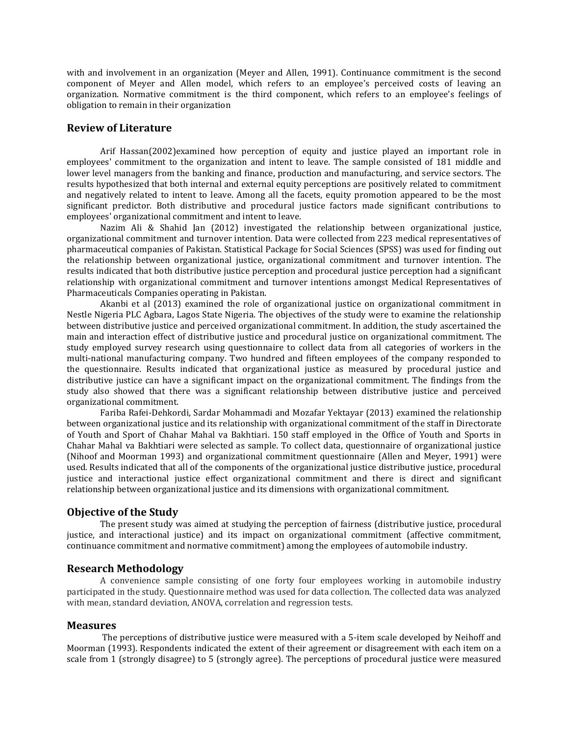with and involvement in an organization (Meyer and Allen, 1991). Continuance commitment is the second component of Meyer and Allen model, which refers to an employee's perceived costs of leaving an organization. Normative commitment is the third component, which refers to an employee's feelings of obligation to remain in their organization

## Review of Literature

Arif Hassan(2002)examined how perception of equity and justice played an important role in employees' commitment to the organization and intent to leave. The sample consisted of 181 middle and lower level managers from the banking and finance, production and manufacturing, and service sectors. The results hypothesized that both internal and external equity perceptions are positively related to commitment and negatively related to intent to leave. Among all the facets, equity promotion appeared to be the most significant predictor. Both distributive and procedural justice factors made significant contributions to employees' organizational commitment and intent to leave.

Nazim Ali & Shahid Jan (2012) investigated the relationship between organizational justice, organizational commitment and turnover intention. Data were collected from 223 medical representatives of pharmaceutical companies of Pakistan. Statistical Package for Social Sciences (SPSS) was used for finding out the relationship between organizational justice, organizational commitment and turnover intention. The results indicated that both distributive justice perception and procedural justice perception had a significant relationship with organizational commitment and turnover intentions amongst Medical Representatives of Pharmaceuticals Companies operating in Pakistan.

Akanbi et al (2013) examined the role of organizational justice on organizational commitment in Nestle Nigeria PLC Agbara, Lagos State Nigeria. The objectives of the study were to examine the relationship between distributive justice and perceived organizational commitment. In addition, the study ascertained the main and interaction effect of distributive justice and procedural justice on organizational commitment. The study employed survey research using questionnaire to collect data from all categories of workers in the multi-national manufacturing company. Two hundred and fifteen employees of the company responded to the questionnaire. Results indicated that organizational justice as measured by procedural justice and distributive justice can have a significant impact on the organizational commitment. The findings from the study also showed that there was a significant relationship between distributive justice and perceived organizational commitment.

Fariba Rafei-Dehkordi, Sardar Mohammadi and Mozafar Yektayar (2013) examined the relationship between organizational justice and its relationship with organizational commitment of the staff in Directorate of Youth and Sport of Chahar Mahal va Bakhtiari. 150 staff employed in the Office of Youth and Sports in Chahar Mahal va Bakhtiari were selected as sample. To collect data, questionnaire of organizational justice (Nihoof and Moorman 1993) and organizational commitment questionnaire (Allen and Meyer, 1991) were used. Results indicated that all of the components of the organizational justice distributive justice, procedural justice and interactional justice effect organizational commitment and there is direct and significant relationship between organizational justice and its dimensions with organizational commitment.

## Objective of the Study

The present study was aimed at studying the perception of fairness (distributive justice, procedural justice, and interactional justice) and its impact on organizational commitment (affective commitment, continuance commitment and normative commitment) among the employees of automobile industry.

## Research Methodology

A convenience sample consisting of one forty four employees working in automobile industry participated in the study. Questionnaire method was used for data collection. The collected data was analyzed with mean, standard deviation, ANOVA, correlation and regression tests.

## Measures

The perceptions of distributive justice were measured with a 5-item scale developed by Neihoff and Moorman (1993). Respondents indicated the extent of their agreement or disagreement with each item on a scale from 1 (strongly disagree) to 5 (strongly agree). The perceptions of procedural justice were measured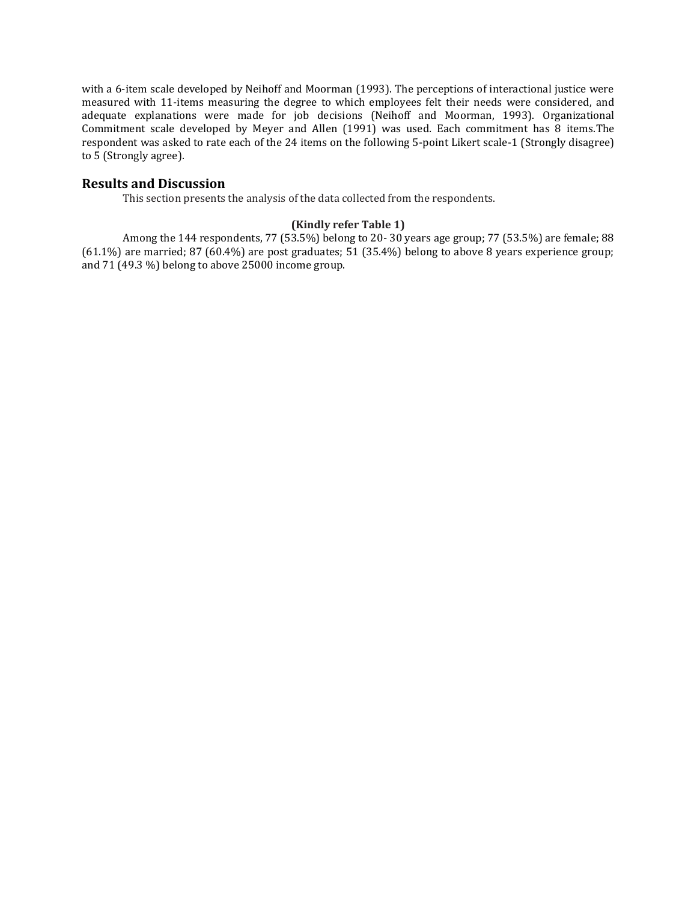with a 6-item scale developed by Neihoff and Moorman (1993). The perceptions of interactional justice were measured with 11-items measuring the degree to which employees felt their needs were considered, and adequate explanations were made for job decisions (Neihoff and Moorman, 1993). Organizational Commitment scale developed by Meyer and Allen (1991) was used. Each commitment has 8 items.The respondent was asked to rate each of the 24 items on the following 5-point Likert scale-1 (Strongly disagree) to 5 (Strongly agree).

## Results and Discussion

This section presents the analysis of the data collected from the respondents.

**(Kindly refer Table 1)**

Among the 144 respondents, 77 (53.5%) belong to 20- 30 years age group; 77 (53.5%) are female; 88 (61.1%) are married; 87 (60.4%) are post graduates; 51 (35.4%) belong to above 8 years experience group; and 71 (49.3 %) belong to above 25000 income group.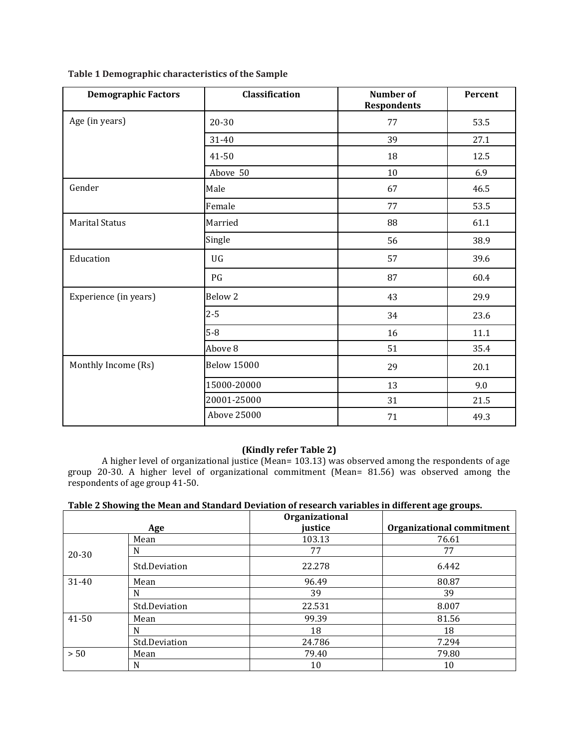**Table 1 Demographic characteristics of the Sample**

| Demographic Factors | Classification | Number of Respondents | Percent |
|---|---|---|---|
| Age (in years) | 20-30 | 77 | 53.5 |
| | 31-40 | 39 | 27.1 |
| | 41-50 | 18 | 12.5 |
| | Above 50 | 10 | 6.9 |
| Gender | Male | 67 | 46.5 |
| | Female | 77 | 53.5 |
| Marital Status | Married | 88 | 61.1 |
| | Single | 56 | 38.9 |
| Education | UG | 57 | 39.6 |
| | PG | 87 | 60.4 |
| Experience (in years) | Below 2 | 43 | 29.9 |
| | 2-5 | 34 | 23.6 |
| | 5-8 | 16 | 11.1 |
| | Above 8 | 51 | 35.4 |
| Monthly Income (Rs) | Below 15000 | 29 | 20.1 |
| | 15000-20000 | 13 | 9.0 |
| | 20001-25000 | 31 | 21.5 |
| | Above 25000 | 71 | 49.3 |

**(Kindly refer Table 2)**

A higher level of organizational justice (Mean= 103.13) was observed among the respondents of age group 20-30. A higher level of organizational commitment (Mean= 81.56) was observed among the respondents of age group 41-50.

**Table 2 Showing the Mean and Standard Deviation of research variables in different age groups.**

| Age | | Organizational justice | Organizational commitment |
|---|---|---|---|
| 20-30 | Mean | 103.13 | 76.61 |
| | N | 77 | 77 |
| | Std.Deviation | 22.278 | 6.442 |
| 31-40 | Mean | 96.49 | 80.87 |
| | N | 39 | 39 |
| | Std.Deviation | 22.531 | 8.007 |
| 41-50 | Mean | 99.39 | 81.56 |
| | N | 18 | 18 |
| | Std.Deviation | 24.786 | 7.294 |
| > 50 | Mean | 79.40 | 79.80 |
| | N | 10 | 10 |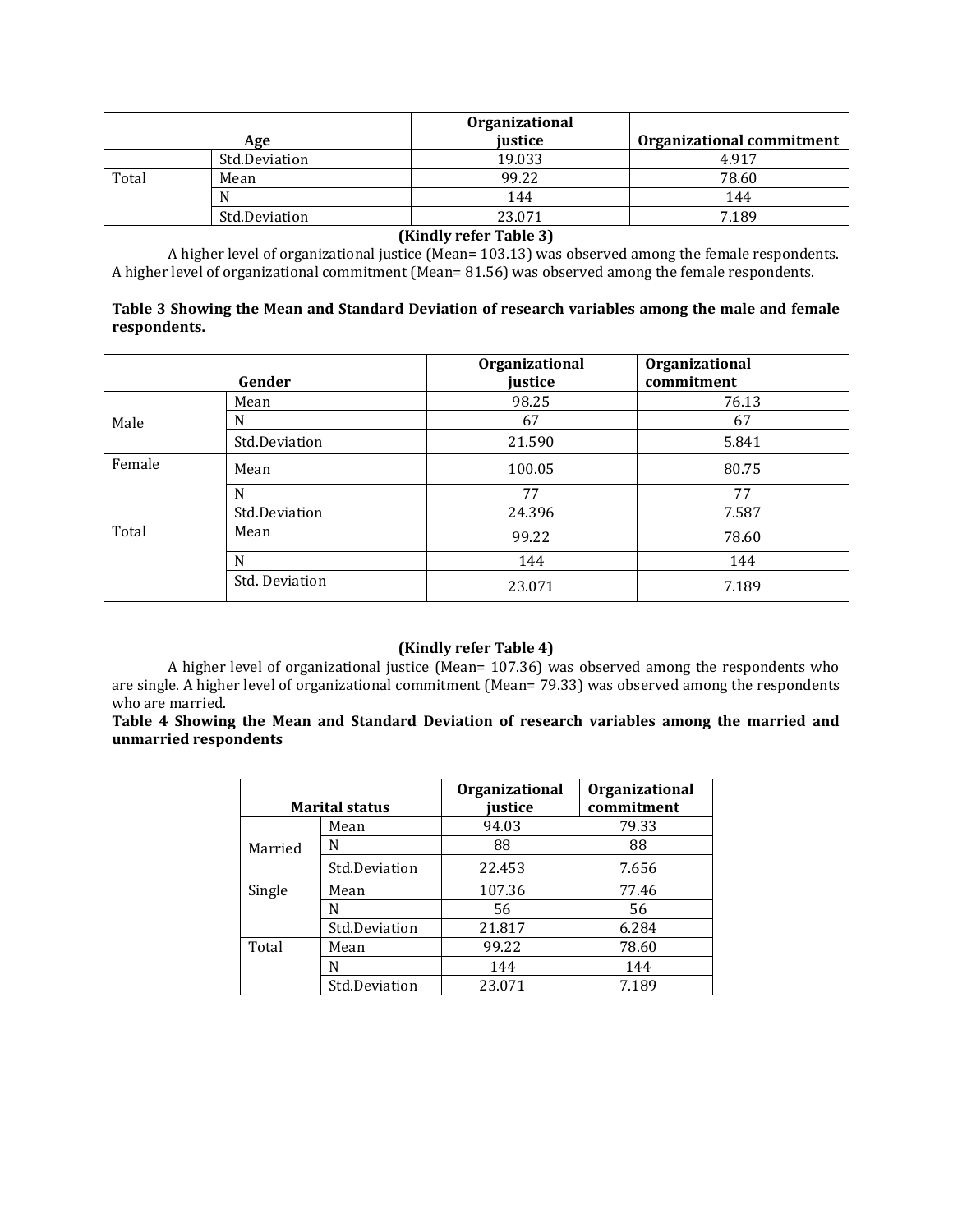| Age | | Organizational justice | Organizational commitment |
|---|---|---|---|
| | Std.Deviation | 19.033 | 4.917 |
| Total | Mean | 99.22 | 78.60 |
| | N | 144 | 144 |
| | Std.Deviation | 23.071 | 7.189 |

**(Kindly refer Table 3)**

A higher level of organizational justice (Mean= 103.13) was observed among the female respondents. A higher level of organizational commitment (Mean= 81.56) was observed among the female respondents.

**Table 3 Showing the Mean and Standard Deviation of research variables among the male and female respondents.**

| Gender | | Organizational justice | Organizational commitment |
|---|---|---|---|
| Male | Mean | 98.25 | 76.13 |
| | N | 67 | 67 |
| | Std.Deviation | 21.590 | 5.841 |
| Female | Mean | 100.05 | 80.75 |
| | N | 77 | 77 |
| | Std.Deviation | 24.396 | 7.587 |
| Total | Mean | 99.22 | 78.60 |
| | N | 144 | 144 |
| | Std. Deviation | 23.071 | 7.189 |

**(Kindly refer Table 4)**

A higher level of organizational justice (Mean= 107.36) was observed among the respondents who are single. A higher level of organizational commitment (Mean= 79.33) was observed among the respondents who are married.

**Table 4 Showing the Mean and Standard Deviation of research variables among the married and unmarried respondents**

| Marital status | | Organizational justice | Organizational commitment |
|---|---|---|---|
| Married | Mean | 94.03 | 79.33 |
| | N | 88 | 88 |
| | Std.Deviation | 22.453 | 7.656 |
| Single | Mean | 107.36 | 77.46 |
| | N | 56 | 56 |
| | Std.Deviation | 21.817 | 6.284 |
| Total | Mean | 99.22 | 78.60 |
| | N | 144 | 144 |
| | Std.Deviation | 23.071 | 7.189 |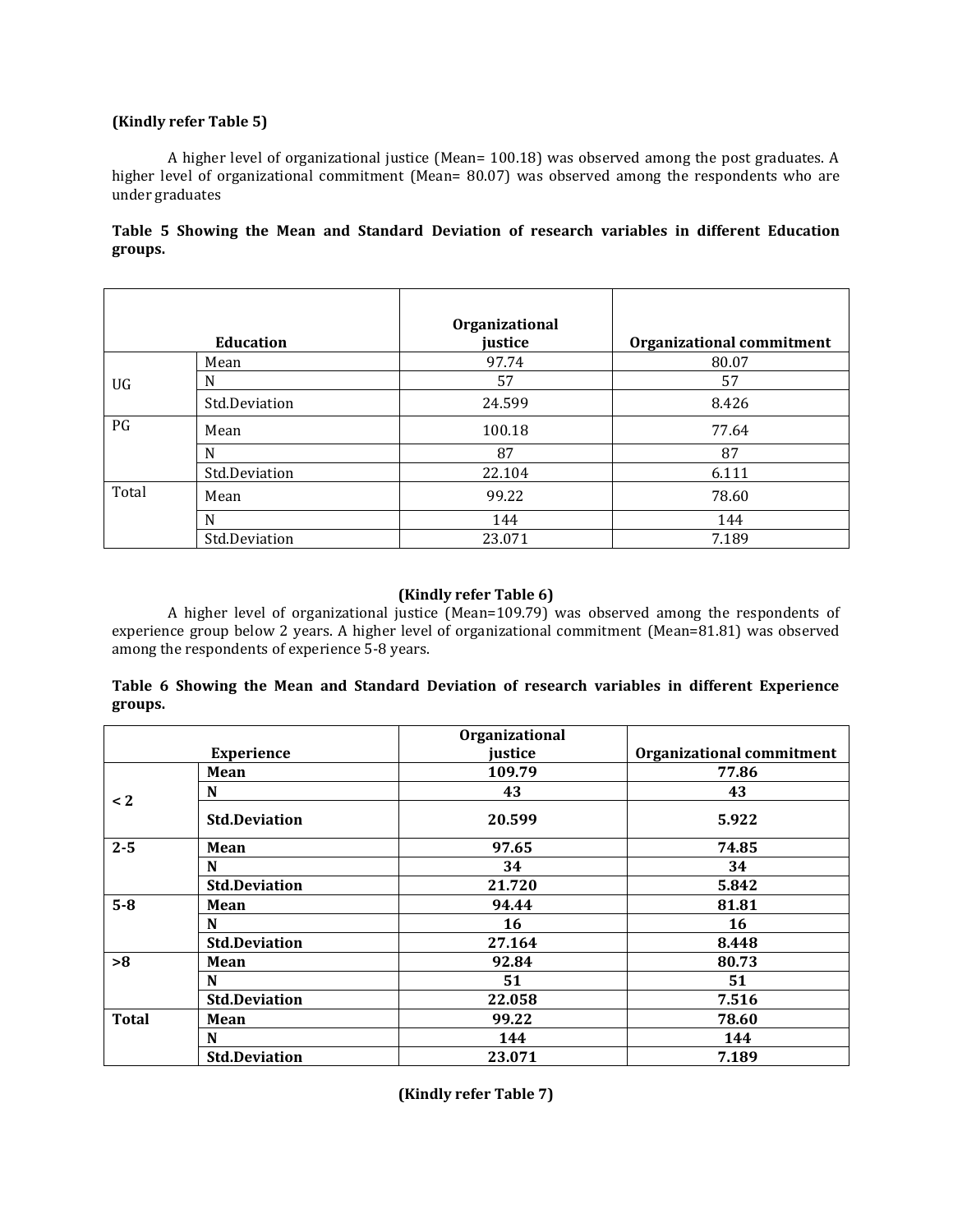**(Kindly refer Table 5)**

A higher level of organizational justice (Mean= 100.18) was observed among the post graduates. A higher level of organizational commitment (Mean= 80.07) was observed among the respondents who are under graduates

**Table 5 Showing the Mean and Standard Deviation of research variables in different Education groups.**

| Education | | Organizational justice | Organizational commitment |
|---|---|---|---|
| UG | Mean | 97.74 | 80.07 |
| | N | 57 | 57 |
| | Std.Deviation | 24.599 | 8.426 |
| PG | Mean | 100.18 | 77.64 |
| | N | 87 | 87 |
| | Std.Deviation | 22.104 | 6.111 |
| Total | Mean | 99.22 | 78.60 |
| | N | 144 | 144 |
| | Std.Deviation | 23.071 | 7.189 |

**(Kindly refer Table 6)**

A higher level of organizational justice (Mean=109.79) was observed among the respondents of experience group below 2 years. A higher level of organizational commitment (Mean=81.81) was observed among the respondents of experience 5-8 years.

**Table 6 Showing the Mean and Standard Deviation of research variables in different Experience groups.**

| Experience | | Organizational justice | Organizational commitment |
|---|---|---|---|
| **< 2** | **Mean** | **109.79** | **77.86** |
| | **N** | **43** | **43** |
| | **Std.Deviation** | **20.599** | **5.922** |
| **2-5** | **Mean** | **97.65** | **74.85** |
| | **N** | **34** | **34** |
| | **Std.Deviation** | **21.720** | **5.842** |
| **5-8** | **Mean** | **94.44** | **81.81** |
| | **N** | **16** | **16** |
| | **Std.Deviation** | **27.164** | **8.448** |
| **>8** | **Mean** | **92.84** | **80.73** |
| | **N** | **51** | **51** |
| | **Std.Deviation** | **22.058** | **7.516** |
| **Total** | **Mean** | **99.22** | **78.60** |
| | **N** | **144** | **144** |
| | **Std.Deviation** | **23.071** | **7.189** |

**(Kindly refer Table 7)**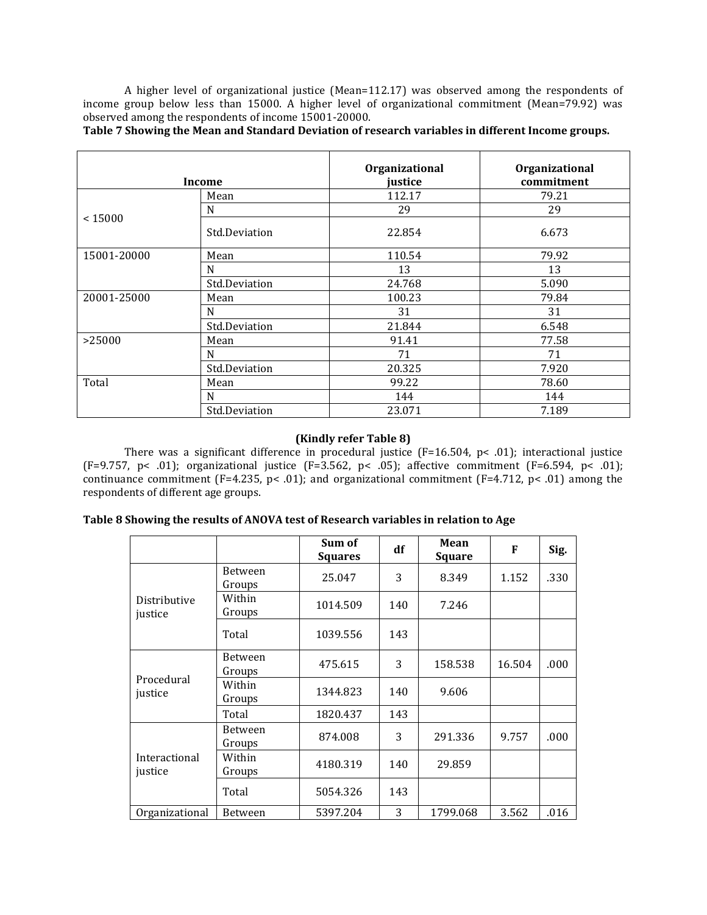A higher level of organizational justice (Mean=112.17) was observed among the respondents of income group below less than 15000. A higher level of organizational commitment (Mean=79.92) was observed among the respondents of income 15001-20000.

**Table 7 Showing the Mean and Standard Deviation of research variables in different Income groups.**

| Income | | Organizational justice | Organizational commitment |
|---|---|---|---|
| < 15000 | Mean | 112.17 | 79.21 |
| | N | 29 | 29 |
| | Std.Deviation | 22.854 | 6.673 |
| 15001-20000 | Mean | 110.54 | 79.92 |
| | N | 13 | 13 |
| | Std.Deviation | 24.768 | 5.090 |
| 20001-25000 | Mean | 100.23 | 79.84 |
| | N | 31 | 31 |
| | Std.Deviation | 21.844 | 6.548 |
| >25000 | Mean | 91.41 | 77.58 |
| | N | 71 | 71 |
| | Std.Deviation | 20.325 | 7.920 |
| Total | Mean | 99.22 | 78.60 |
| | N | 144 | 144 |
| | Std.Deviation | 23.071 | 7.189 |

**(Kindly refer Table 8)**

There was a significant difference in procedural justice ($F=16.504$, $p< .01$); interactional justice ($F=9.757$, $p< .01$); organizational justice ($F=3.562$, $p< .05$); affective commitment ($F=6.594$, $p< .01$); continuance commitment ($F=4.235$, $p< .01$); and organizational commitment ($F=4.712$, $p< .01$) among the respondents of different age groups.

**Table 8 Showing the results of ANOVA test of Research variables in relation to Age**

| | | Sum of Squares | df | Mean Square | F | Sig. |
|---|---|---|---|---|---|---|
| Distributive justice | Between Groups | 25.047 | 3 | 8.349 | 1.152 | .330 |
| | Within Groups | 1014.509 | 140 | 7.246 | | |
| | Total | 1039.556 | 143 | | | |
| Procedural justice | Between Groups | 475.615 | 3 | 158.538 | 16.504 | .000 |
| | Within Groups | 1344.823 | 140 | 9.606 | | |
| | Total | 1820.437 | 143 | | | |
| Interactional justice | Between Groups | 874.008 | 3 | 291.336 | 9.757 | .000 |
| | Within Groups | 4180.319 | 140 | 29.859 | | |
| | Total | 5054.326 | 143 | | | |
| Organizational | Between | 5397.204 | 3 | 1799.068 | 3.562 | .016 |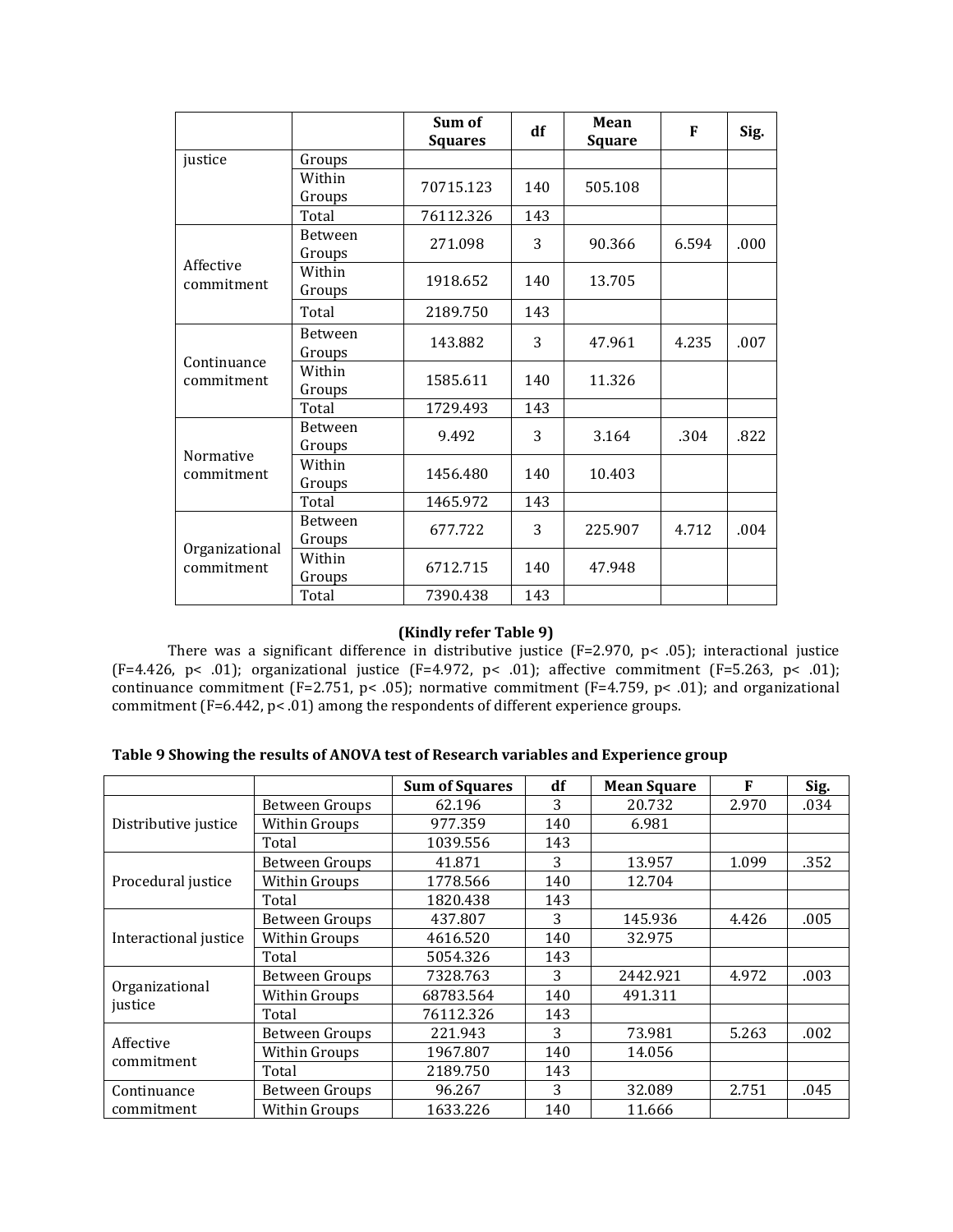| | | Sum of Squares | df | Mean Square | F | Sig. |
|---|---|---|---|---|---|---|
| justice | Groups | | | | | |
| | Within Groups | 70715.123 | 140 | 505.108 | | |
| | Total | 76112.326 | 143 | | | |
| Affective commitment | Between Groups | 271.098 | 3 | 90.366 | 6.594 | .000 |
| | Within Groups | 1918.652 | 140 | 13.705 | | |
| | Total | 2189.750 | 143 | | | |
| Continuance commitment | Between Groups | 143.882 | 3 | 47.961 | 4.235 | .007 |
| | Within Groups | 1585.611 | 140 | 11.326 | | |
| | Total | 1729.493 | 143 | | | |
| Normative commitment | Between Groups | 9.492 | 3 | 3.164 | .304 | .822 |
| | Within Groups | 1456.480 | 140 | 10.403 | | |
| | Total | 1465.972 | 143 | | | |
| Organizational commitment | Between Groups | 677.722 | 3 | 225.907 | 4.712 | .004 |
| | Within Groups | 6712.715 | 140 | 47.948 | | |
| | Total | 7390.438 | 143 | | | |

**(Kindly refer Table 9)**

There was a significant difference in distributive justice ($F=2.970$, $p< .05$); interactional justice ($F=4.426$, $p< .01$); organizational justice ($F=4.972$, $p< .01$); affective commitment ($F=5.263$, $p< .01$); continuance commitment ($F=2.751$, $p< .05$); normative commitment ($F=4.759$, $p< .01$); and organizational commitment ($F=6.442$, $p<.01$) among the respondents of different experience groups.

**Table 9 Showing the results of ANOVA test of Research variables and Experience group**

| | | Sum of Squares | df | Mean Square | F | Sig. |
|---|---|---|---|---|---|---|
| Distributive justice | Between Groups | 62.196 | 3 | 20.732 | 2.970 | .034 |
| | Within Groups | 977.359 | 140 | 6.981 | | |
| | Total | 1039.556 | 143 | | | |
| Procedural justice | Between Groups | 41.871 | 3 | 13.957 | 1.099 | .352 |
| | Within Groups | 1778.566 | 140 | 12.704 | | |
| | Total | 1820.438 | 143 | | | |
| Interactional justice | Between Groups | 437.807 | 3 | 145.936 | 4.426 | .005 |
| | Within Groups | 4616.520 | 140 | 32.975 | | |
| | Total | 5054.326 | 143 | | | |
| Organizational justice | Between Groups | 7328.763 | 3 | 2442.921 | 4.972 | .003 |
| | Within Groups | 68783.564 | 140 | 491.311 | | |
| | Total | 76112.326 | 143 | | | |
| Affective commitment | Between Groups | 221.943 | 3 | 73.981 | 5.263 | .002 |
| | Within Groups | 1967.807 | 140 | 14.056 | | |
| | Total | 2189.750 | 143 | | | |
| Continuance commitment | Between Groups | 96.267 | 3 | 32.089 | 2.751 | .045 |
| | Within Groups | 1633.226 | 140 | 11.666 | | |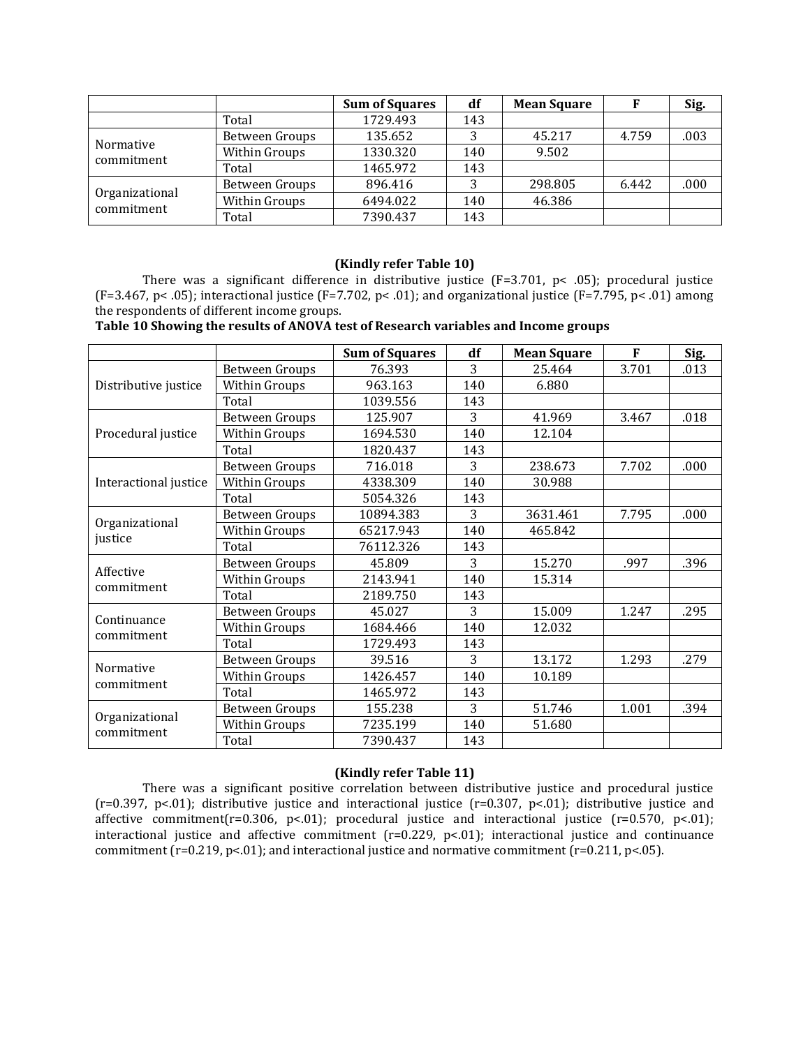| | | Sum of Squares | df | Mean Square | F | Sig. |
|---|---|---|---|---|---|---|
| | Total | 1729.493 | 143 | | | |
| Normative commitment | Between Groups | 135.652 | 3 | 45.217 | 4.759 | .003 |
| | Within Groups | 1330.320 | 140 | 9.502 | | |
| | Total | 1465.972 | 143 | | | |
| Organizational commitment | Between Groups | 896.416 | 3 | 298.805 | 6.442 | .000 |
| | Within Groups | 6494.022 | 140 | 46.386 | | |
| | Total | 7390.437 | 143 | | | |

**(Kindly refer Table 10)**

There was a significant difference in distributive justice ($F=3.701$, $p< .05$); procedural justice ($F=3.467$, $p< .05$); interactional justice ($F=7.702$, $p< .01$); and organizational justice ($F=7.795$, $p< .01$) among the respondents of different income groups.

**Table 10 Showing the results of ANOVA test of Research variables and Income groups**

| | | Sum of Squares | df | Mean Square | F | Sig. |
|---|---|---|---|---|---|---|
| Distributive justice | Between Groups | 76.393 | 3 | 25.464 | 3.701 | .013 |
| | Within Groups | 963.163 | 140 | 6.880 | | |
| | Total | 1039.556 | 143 | | | |
| Procedural justice | Between Groups | 125.907 | 3 | 41.969 | 3.467 | .018 |
| | Within Groups | 1694.530 | 140 | 12.104 | | |
| | Total | 1820.437 | 143 | | | |
| Interactional justice | Between Groups | 716.018 | 3 | 238.673 | 7.702 | .000 |
| | Within Groups | 4338.309 | 140 | 30.988 | | |
| | Total | 5054.326 | 143 | | | |
| Organizational justice | Between Groups | 10894.383 | 3 | 3631.461 | 7.795 | .000 |
| | Within Groups | 65217.943 | 140 | 465.842 | | |
| | Total | 76112.326 | 143 | | | |
| Affective commitment | Between Groups | 45.809 | 3 | 15.270 | .997 | .396 |
| | Within Groups | 2143.941 | 140 | 15.314 | | |
| | Total | 2189.750 | 143 | | | |
| Continuance commitment | Between Groups | 45.027 | 3 | 15.009 | 1.247 | .295 |
| | Within Groups | 1684.466 | 140 | 12.032 | | |
| | Total | 1729.493 | 143 | | | |
| Normative commitment | Between Groups | 39.516 | 3 | 13.172 | 1.293 | .279 |
| | Within Groups | 1426.457 | 140 | 10.189 | | |
| | Total | 1465.972 | 143 | | | |
| Organizational commitment | Between Groups | 155.238 | 3 | 51.746 | 1.001 | .394 |
| | Within Groups | 7235.199 | 140 | 51.680 | | |
| | Total | 7390.437 | 143 | | | |

**(Kindly refer Table 11)**

There was a significant positive correlation between distributive justice and procedural justice ($r=0.397$, $p<.01$); distributive justice and interactional justice ($r=0.307$, $p<.01$); distributive justice and affective commitment($r=0.306$, $p<.01$); procedural justice and interactional justice ($r=0.570$, $p<.01$); interactional justice and affective commitment ($r=0.229$, $p<.01$); interactional justice and continuance commitment ($r=0.219$, $p<.01$); and interactional justice and normative commitment ($r=0.211$, $p<.05$).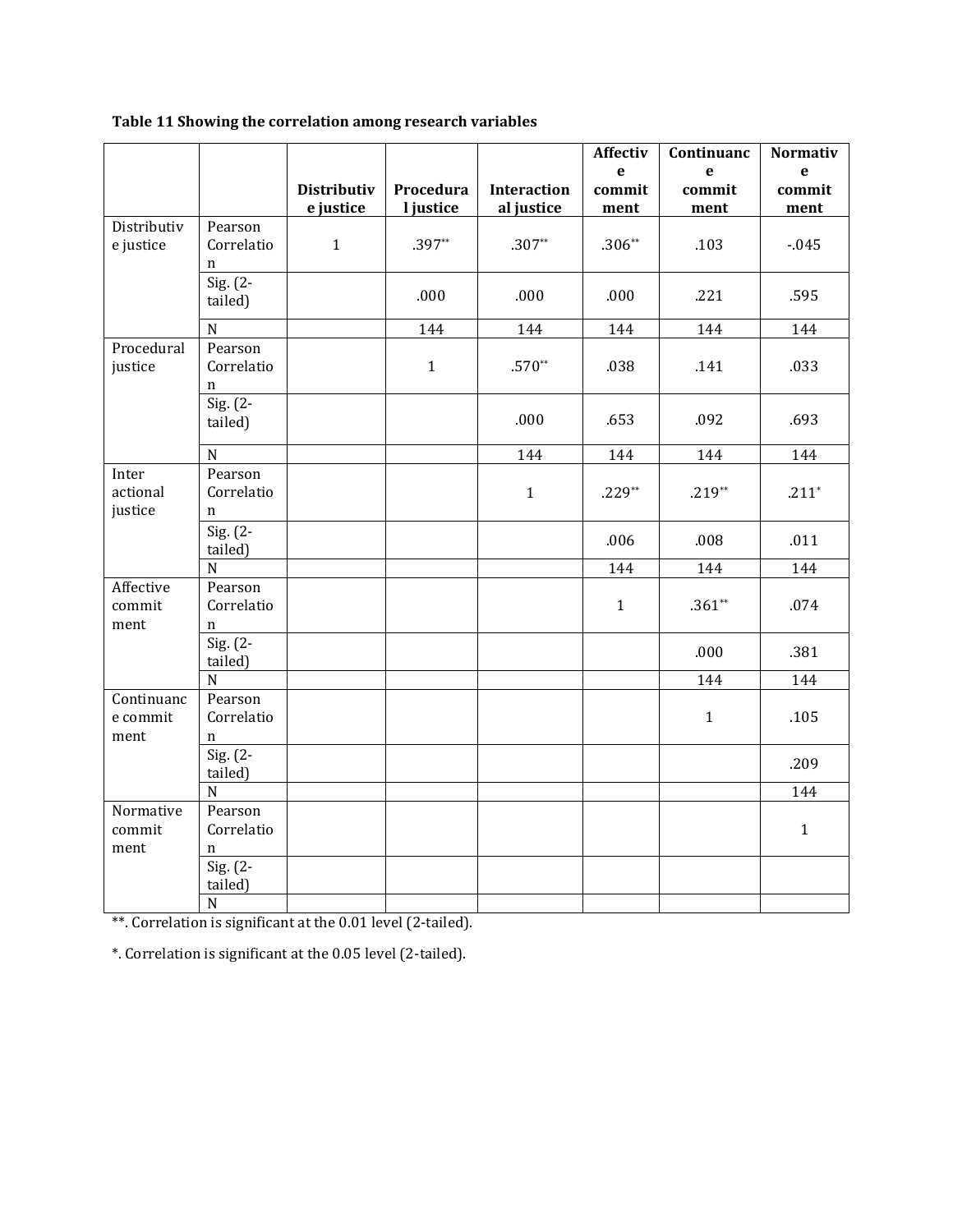**Table 11 Showing the correlation among research variables**

| | | Distributive justice | Procedural justice | Interactional justice | Affective commitment | Continuance commitment | Normative commitment |
|---|---|---|---|---|---|---|---|
| Distributive justice | Pearson Correlation | 1 | .397** | .307** | .306** | .103 | -.045 |
| | Sig. (2-tailed) | | .000 | .000 | .000 | .221 | .595 |
| | N | | 144 | 144 | 144 | 144 | 144 |
| Procedural justice | Pearson Correlation | | 1 | .570** | .038 | .141 | .033 |
| | Sig. (2-tailed) | | | .000 | .653 | .092 | .693 |
| | N | | | 144 | 144 | 144 | 144 |
| Inter actional justice | Pearson Correlation | | | 1 | .229** | .219** | .211* |
| | Sig. (2-tailed) | | | | .006 | .008 | .011 |
| | N | | | | 144 | 144 | 144 |
| Affective commitment | Pearson Correlation | | | | 1 | .361** | .074 |
| | Sig. (2-tailed) | | | | | .000 | .381 |
| | N | | | | | 144 | 144 |
| Continuance commitment | Pearson Correlation | | | | | 1 | .105 |
| | Sig. (2-tailed) | | | | | | .209 |
| | N | | | | | | 144 |
| Normative commitment | Pearson Correlation | | | | | | 1 |
| | Sig. (2-tailed) | | | | | | |
| | N | | | | | | |

**. Correlation is significant at the 0.01 level (2-tailed).

*. Correlation is significant at the 0.05 level (2-tailed).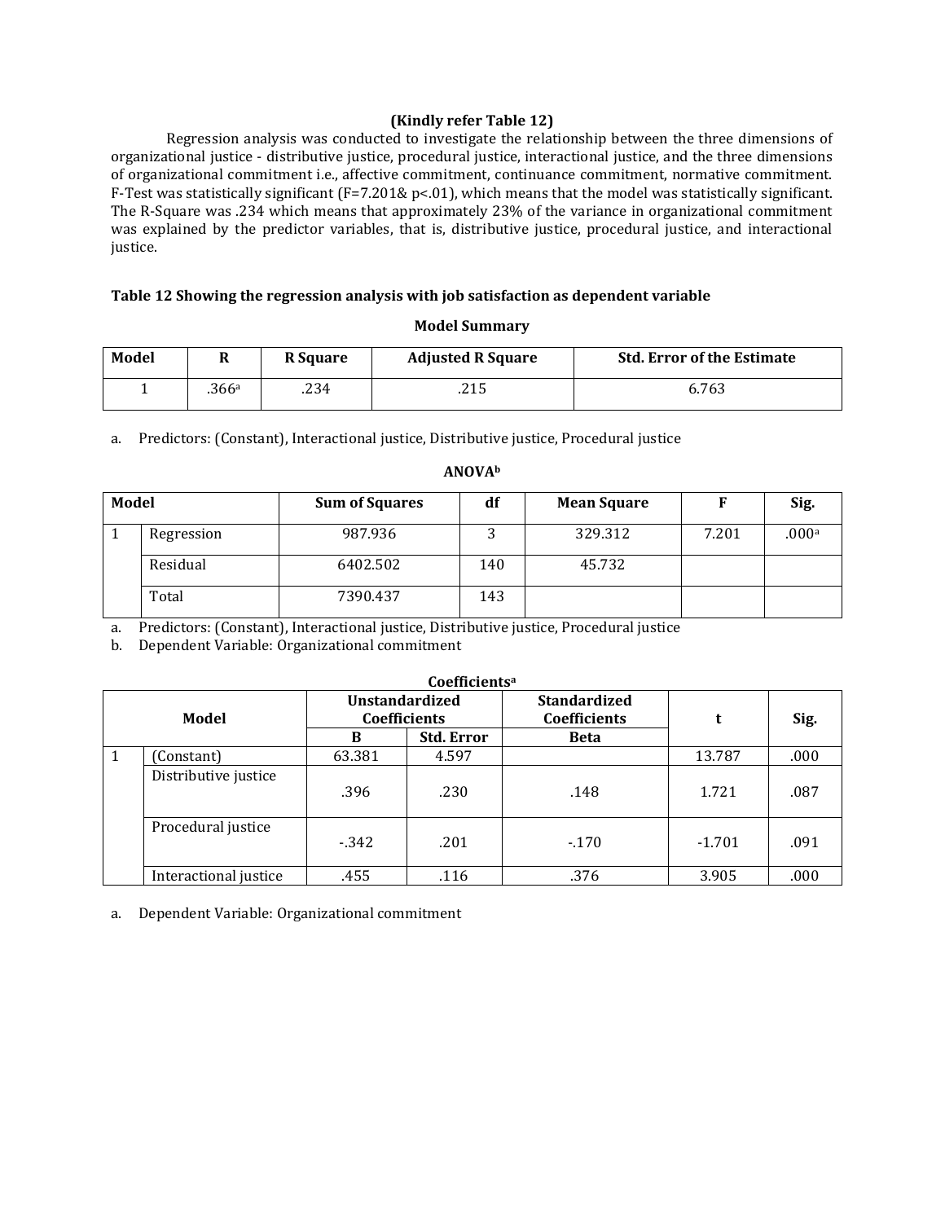**(Kindly refer Table 12)**

Regression analysis was conducted to investigate the relationship between the three dimensions of organizational justice - distributive justice, procedural justice, interactional justice, and the three dimensions of organizational commitment i.e., affective commitment, continuance commitment, normative commitment. F-Test was statistically significant (F=7.201& p<.01), which means that the model was statistically significant. The R-Square was .234 which means that approximately 23% of the variance in organizational commitment was explained by the predictor variables, that is, distributive justice, procedural justice, and interactional justice.

**Table 12 Showing the regression analysis with job satisfaction as dependent variable**

**Model Summary**

| Model | R | R Square | Adjusted R Square | Std. Error of the Estimate |
|---|---|---|---|---|
| 1 | .366[a] | .234 | .215 | 6.763 |

a. Predictors: (Constant), Interactional justice, Distributive justice, Procedural justice

**ANOVA[b]**

| Model | | Sum of Squares | df | Mean Square | F | Sig. |
|---|---|---|---|---|---|---|
| 1 | Regression | 987.936 | 3 | 329.312 | 7.201 | .000[a] |
| | Residual | 6402.502 | 140 | 45.732 | | |
| | Total | 7390.437 | 143 | | | |

a. Predictors: (Constant), Interactional justice, Distributive justice, Procedural justice
b. Dependent Variable: Organizational commitment

**Coefficients[a]**

| Model | | Unstandardized Coefficients | | Standardized Coefficients | t | Sig. |
|---|---|---|---|---|---|---|
| | | B | Std. Error | Beta | | |
| 1 | (Constant) | 63.381 | 4.597 | | 13.787 | .000 |
| | Distributive justice | .396 | .230 | .148 | 1.721 | .087 |
| | Procedural justice | -.342 | .201 | -.170 | -1.701 | .091 |
| | Interactional justice | .455 | .116 | .376 | 3.905 | .000 |

a. Dependent Variable: Organizational commitment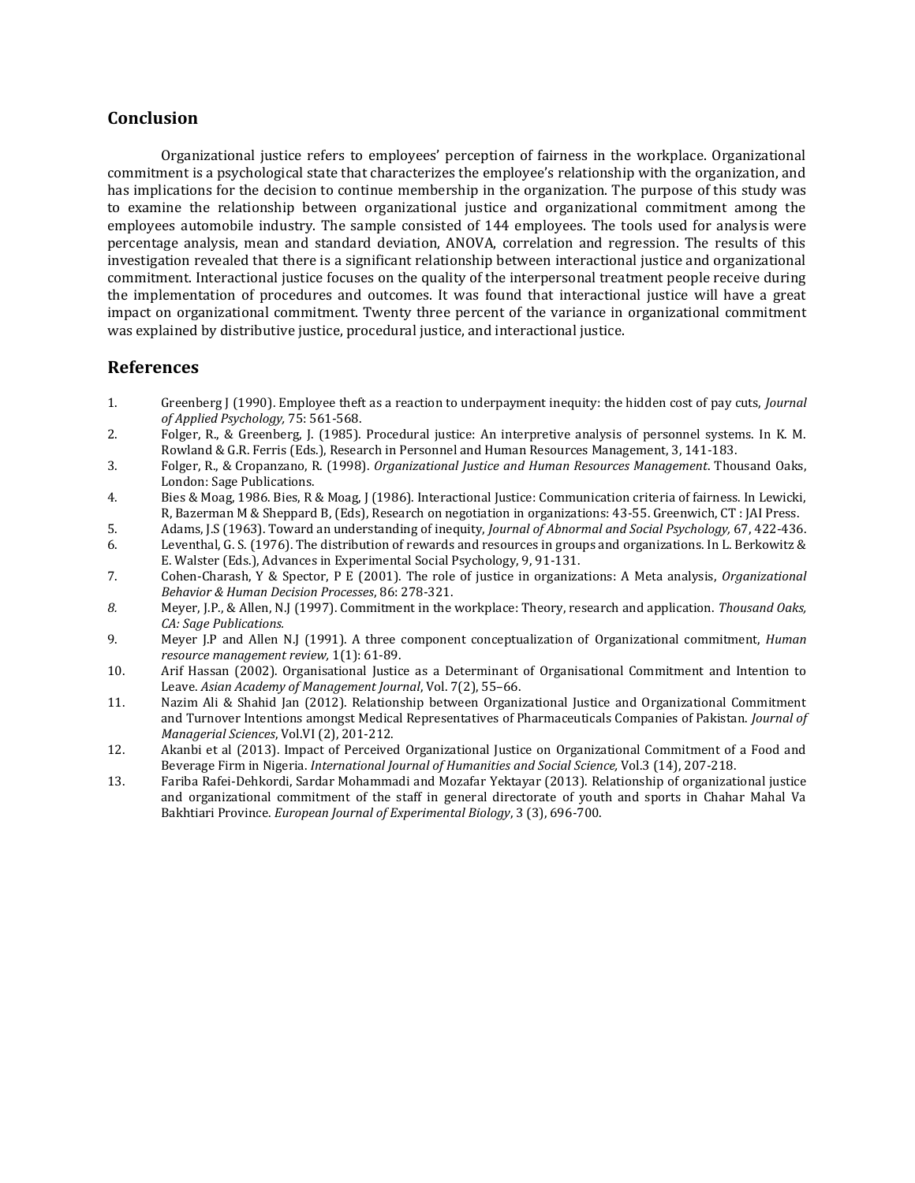## Conclusion

Organizational justice refers to employees' perception of fairness in the workplace. Organizational commitment is a psychological state that characterizes the employee's relationship with the organization, and has implications for the decision to continue membership in the organization. The purpose of this study was to examine the relationship between organizational justice and organizational commitment among the employees automobile industry. The sample consisted of 144 employees. The tools used for analysis were percentage analysis, mean and standard deviation, ANOVA, correlation and regression. The results of this investigation revealed that there is a significant relationship between interactional justice and organizational commitment. Interactional justice focuses on the quality of the interpersonal treatment people receive during the implementation of procedures and outcomes. It was found that interactional justice will have a great impact on organizational commitment. Twenty three percent of the variance in organizational commitment was explained by distributive justice, procedural justice, and interactional justice.

## References

1. Greenberg J (1990). Employee theft as a reaction to underpayment inequity: the hidden cost of pay cuts, *Journal of Applied Psychology,* 75: 561-568.
2. Folger, R., & Greenberg, J. (1985). Procedural justice: An interpretive analysis of personnel systems. In K. M. Rowland & G.R. Ferris (Eds.), Research in Personnel and Human Resources Management, 3, 141-183.
3. Folger, R., & Cropanzano, R. (1998). *Organizational Justice and Human Resources Management*. Thousand Oaks, London: Sage Publications.
4. Bies & Moag, 1986. Bies, R & Moag, J (1986). Interactional Justice: Communication criteria of fairness. In Lewicki, R, Bazerman M & Sheppard B, (Eds), Research on negotiation in organizations: 43-55. Greenwich, CT : JAI Press.
5. Adams, J.S (1963). Toward an understanding of inequity, *Journal of Abnormal and Social Psychology,* 67, 422-436.
6. Leventhal, G. S. (1976). The distribution of rewards and resources in groups and organizations. In L. Berkowitz & E. Walster (Eds.), Advances in Experimental Social Psychology, 9, 91-131.
7. Cohen-Charash, Y & Spector, P E (2001). The role of justice in organizations: A Meta analysis, *Organizational Behavior & Human Decision Processes*, 86: 278-321.
8. Meyer, J.P., & Allen, N.J (1997). Commitment in the workplace: Theory, research and application. *Thousand Oaks, CA: Sage Publications.*
9. Meyer J.P and Allen N.J (1991). A three component conceptualization of Organizational commitment, *Human resource management review,* 1(1): 61-89.
10. Arif Hassan (2002). Organisational Justice as a Determinant of Organisational Commitment and Intention to Leave. *Asian Academy of Management Journal*, Vol. 7(2), 55–66.
11. Nazim Ali & Shahid Jan (2012). Relationship between Organizational Justice and Organizational Commitment and Turnover Intentions amongst Medical Representatives of Pharmaceuticals Companies of Pakistan. *Journal of Managerial Sciences*, Vol.VI (2), 201-212.
12. Akanbi et al (2013). Impact of Perceived Organizational Justice on Organizational Commitment of a Food and Beverage Firm in Nigeria. *International Journal of Humanities and Social Science,* Vol.3 (14), 207-218.
13. Fariba Rafei-Dehkordi, Sardar Mohammadi and Mozafar Yektayar (2013). Relationship of organizational justice and organizational commitment of the staff in general directorate of youth and sports in Chahar Mahal Va Bakhtiari Province. *European Journal of Experimental Biology*, 3 (3), 696-700.